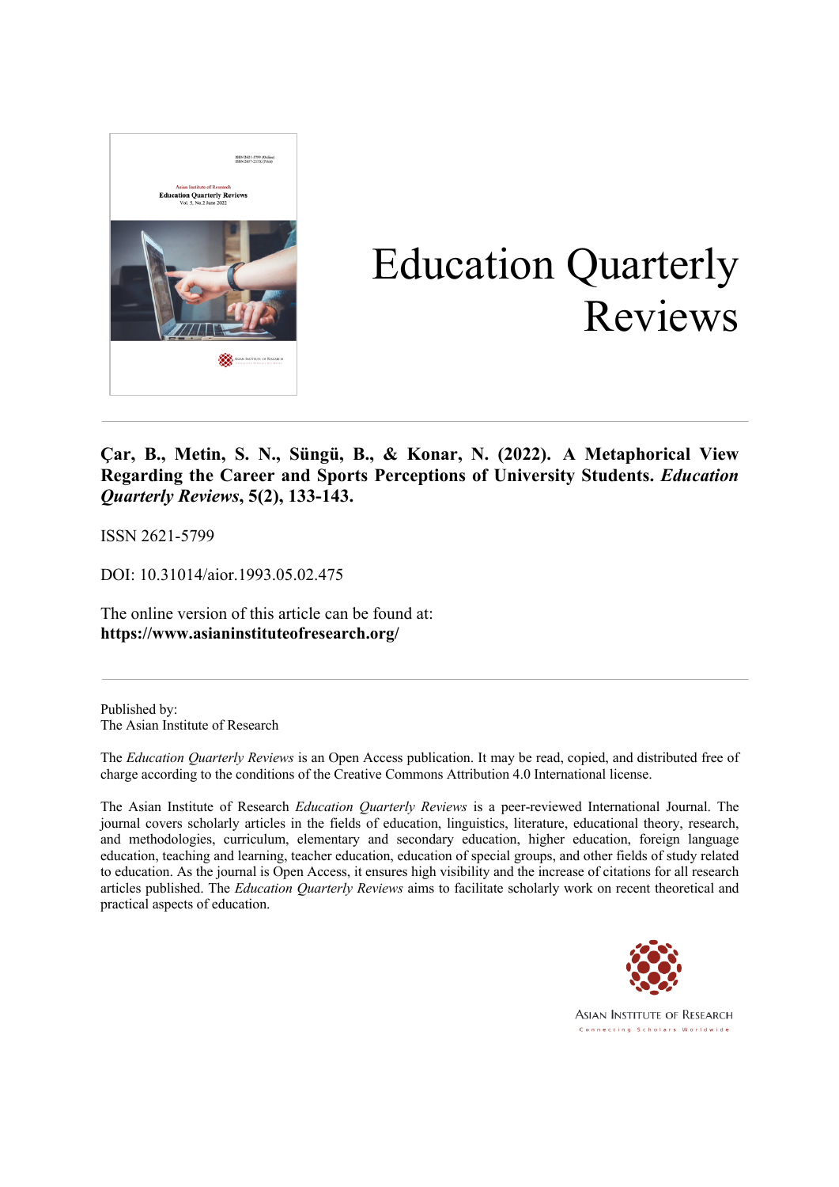# Education Quarterly Reviews

**Çar, B., Metin, S. N., Süngü, B., & Konar, N. (2022). A Metaphorical View Regarding the Career and Sports Perceptions of University Students. *Education Quarterly Reviews*, 5(2), 133-143.**

ISSN 2621-5799

DOI: 10.31014/aior.1993.05.02.475

The online version of this article can be found at:
**https://www.asianinstituteofresearch.org/**

---

Published by:
The Asian Institute of Research

The *Education Quarterly Reviews* is an Open Access publication. It may be read, copied, and distributed free of charge according to the conditions of the Creative Commons Attribution 4.0 International license.

The Asian Institute of Research *Education Quarterly Reviews* is a peer-reviewed International Journal. The journal covers scholarly articles in the fields of education, linguistics, literature, educational theory, research, and methodologies, curriculum, elementary and secondary education, higher education, foreign language education, teaching and learning, teacher education, education of special groups, and other fields of study related to education. As the journal is Open Access, it ensures high visibility and the increase of citations for all research articles published. The *Education Quarterly Reviews* aims to facilitate scholarly work on recent theoretical and practical aspects of education.

ASIAN INSTITUTE OF RESEARCH
Connecting Scholars Worldwide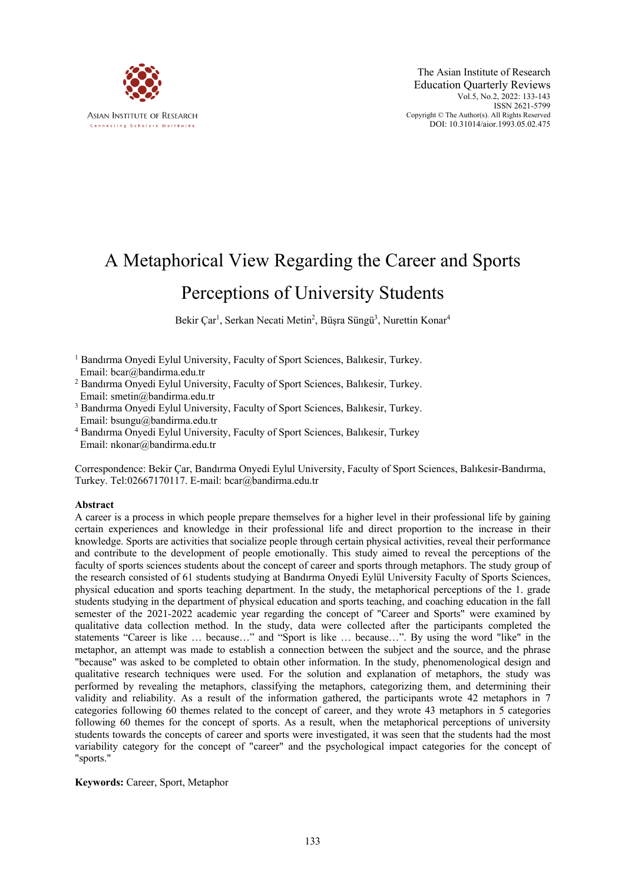# A Metaphorical View Regarding the Career and Sports Perceptions of University Students

Bekir Çar[1], Serkan Necati Metin[2], Büşra Süngü[3], Nurettin Konar[4]

[1] Bandırma Onyedi Eylul University, Faculty of Sport Sciences, Balıkesir, Turkey. Email: bcar@bandirma.edu.tr

[2] Bandırma Onyedi Eylul University, Faculty of Sport Sciences, Balıkesir, Turkey. Email: smetin@bandirma.edu.tr

[3] Bandırma Onyedi Eylul University, Faculty of Sport Sciences, Balıkesir, Turkey. Email: bsungu@bandirma.edu.tr

[4] Bandırma Onyedi Eylul University, Faculty of Sport Sciences, Balıkesir, Turkey Email: nkonar@bandirma.edu.tr

Correspondence: Bekir Çar, Bandırma Onyedi Eylul University, Faculty of Sport Sciences, Balıkesir-Bandırma, Turkey. Tel:02667170117. E-mail: bcar@bandirma.edu.tr

## Abstract

A career is a process in which people prepare themselves for a higher level in their professional life by gaining certain experiences and knowledge in their professional life and direct proportion to the increase in their knowledge. Sports are activities that socialize people through certain physical activities, reveal their performance and contribute to the development of people emotionally. This study aimed to reveal the perceptions of the faculty of sports sciences students about the concept of career and sports through metaphors. The study group of the research consisted of 61 students studying at Bandırma Onyedi Eylül University Faculty of Sports Sciences, physical education and sports teaching department. In the study, the metaphorical perceptions of the 1. grade students studying in the department of physical education and sports teaching, and coaching education in the fall semester of the 2021-2022 academic year regarding the concept of "Career and Sports" were examined by qualitative data collection method. In the study, data were collected after the participants completed the statements "Career is like … because…" and "Sport is like … because…". By using the word "like" in the metaphor, an attempt was made to establish a connection between the subject and the source, and the phrase "because" was asked to be completed to obtain other information. In the study, phenomenological design and qualitative research techniques were used. For the solution and explanation of metaphors, the study was performed by revealing the metaphors, classifying the metaphors, categorizing them, and determining their validity and reliability. As a result of the information gathered, the participants wrote 42 metaphors in 7 categories following 60 themes related to the concept of career, and they wrote 43 metaphors in 5 categories following 60 themes for the concept of sports. As a result, when the metaphorical perceptions of university students towards the concepts of career and sports were investigated, it was seen that the students had the most variability category for the concept of "career" and the psychological impact categories for the concept of "sports."

**Keywords:** Career, Sport, Metaphor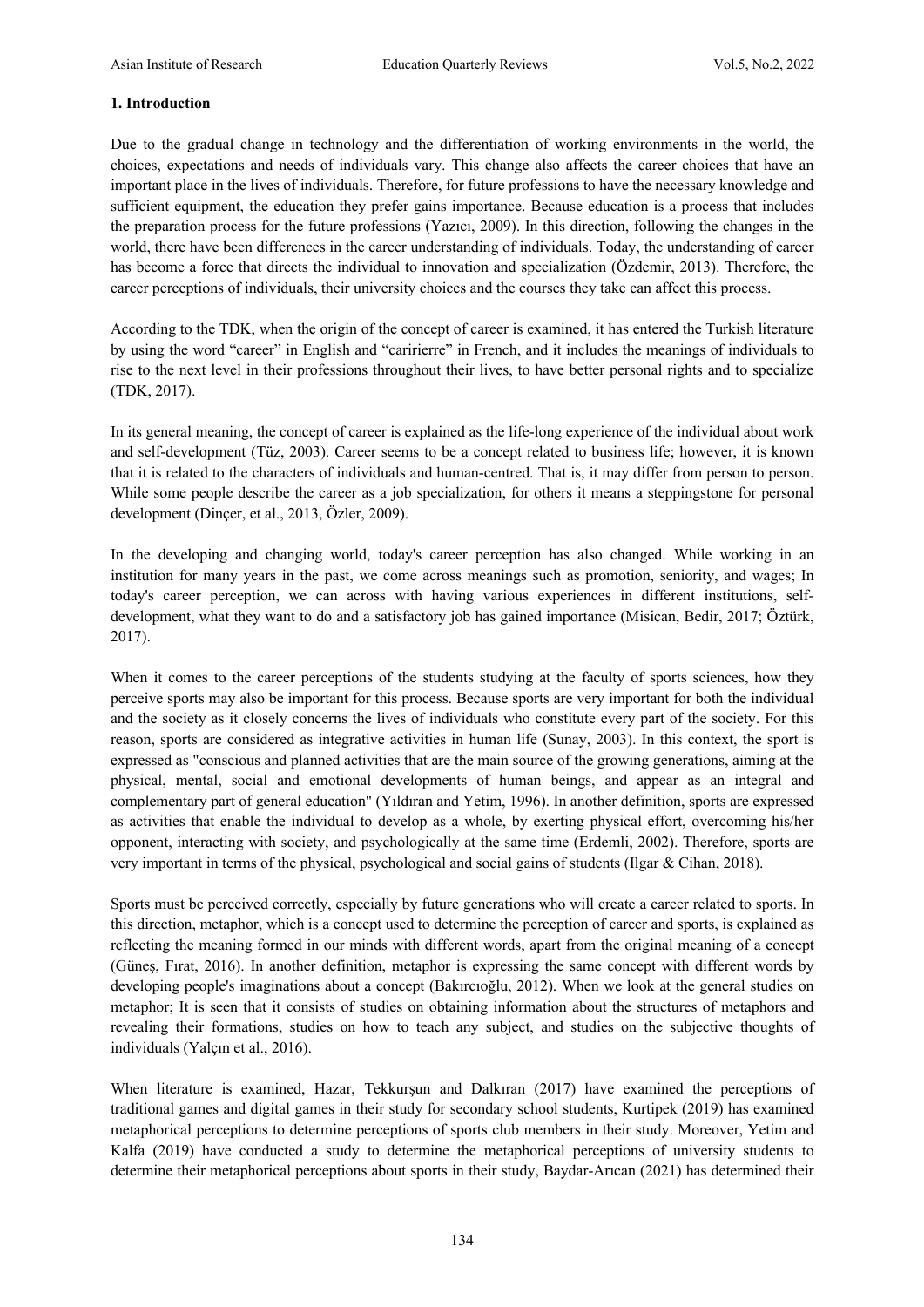## 1. Introduction

Due to the gradual change in technology and the differentiation of working environments in the world, the choices, expectations and needs of individuals vary. This change also affects the career choices that have an important place in the lives of individuals. Therefore, for future professions to have the necessary knowledge and sufficient equipment, the education they prefer gains importance. Because education is a process that includes the preparation process for the future professions (Yazıcı, 2009). In this direction, following the changes in the world, there have been differences in the career understanding of individuals. Today, the understanding of career has become a force that directs the individual to innovation and specialization (Özdemir, 2013). Therefore, the career perceptions of individuals, their university choices and the courses they take can affect this process.

According to the TDK, when the origin of the concept of career is examined, it has entered the Turkish literature by using the word "career" in English and "caririerre" in French, and it includes the meanings of individuals to rise to the next level in their professions throughout their lives, to have better personal rights and to specialize (TDK, 2017).

In its general meaning, the concept of career is explained as the life-long experience of the individual about work and self-development (Tüz, 2003). Career seems to be a concept related to business life; however, it is known that it is related to the characters of individuals and human-centred. That is, it may differ from person to person. While some people describe the career as a job specialization, for others it means a steppingstone for personal development (Dinçer, et al., 2013, Özler, 2009).

In the developing and changing world, today's career perception has also changed. While working in an institution for many years in the past, we come across meanings such as promotion, seniority, and wages; In today's career perception, we can across with having various experiences in different institutions, self-development, what they want to do and a satisfactory job has gained importance (Misican, Bedir, 2017; Öztürk, 2017).

When it comes to the career perceptions of the students studying at the faculty of sports sciences, how they perceive sports may also be important for this process. Because sports are very important for both the individual and the society as it closely concerns the lives of individuals who constitute every part of the society. For this reason, sports are considered as integrative activities in human life (Sunay, 2003). In this context, the sport is expressed as "conscious and planned activities that are the main source of the growing generations, aiming at the physical, mental, social and emotional developments of human beings, and appear as an integral and complementary part of general education" (Yıldıran and Yetim, 1996). In another definition, sports are expressed as activities that enable the individual to develop as a whole, by exerting physical effort, overcoming his/her opponent, interacting with society, and psychologically at the same time (Erdemli, 2002). Therefore, sports are very important in terms of the physical, psychological and social gains of students (Ilgar & Cihan, 2018).

Sports must be perceived correctly, especially by future generations who will create a career related to sports. In this direction, metaphor, which is a concept used to determine the perception of career and sports, is explained as reflecting the meaning formed in our minds with different words, apart from the original meaning of a concept (Güneş, Fırat, 2016). In another definition, metaphor is expressing the same concept with different words by developing people's imaginations about a concept (Bakırcıoğlu, 2012). When we look at the general studies on metaphor; It is seen that it consists of studies on obtaining information about the structures of metaphors and revealing their formations, studies on how to teach any subject, and studies on the subjective thoughts of individuals (Yalçın et al., 2016).

When literature is examined, Hazar, Tekkurşun and Dalkıran (2017) have examined the perceptions of traditional games and digital games in their study for secondary school students, Kurtipek (2019) has examined metaphorical perceptions to determine perceptions of sports club members in their study. Moreover, Yetim and Kalfa (2019) have conducted a study to determine the metaphorical perceptions of university students to determine their metaphorical perceptions about sports in their study, Baydar-Arıcan (2021) has determined their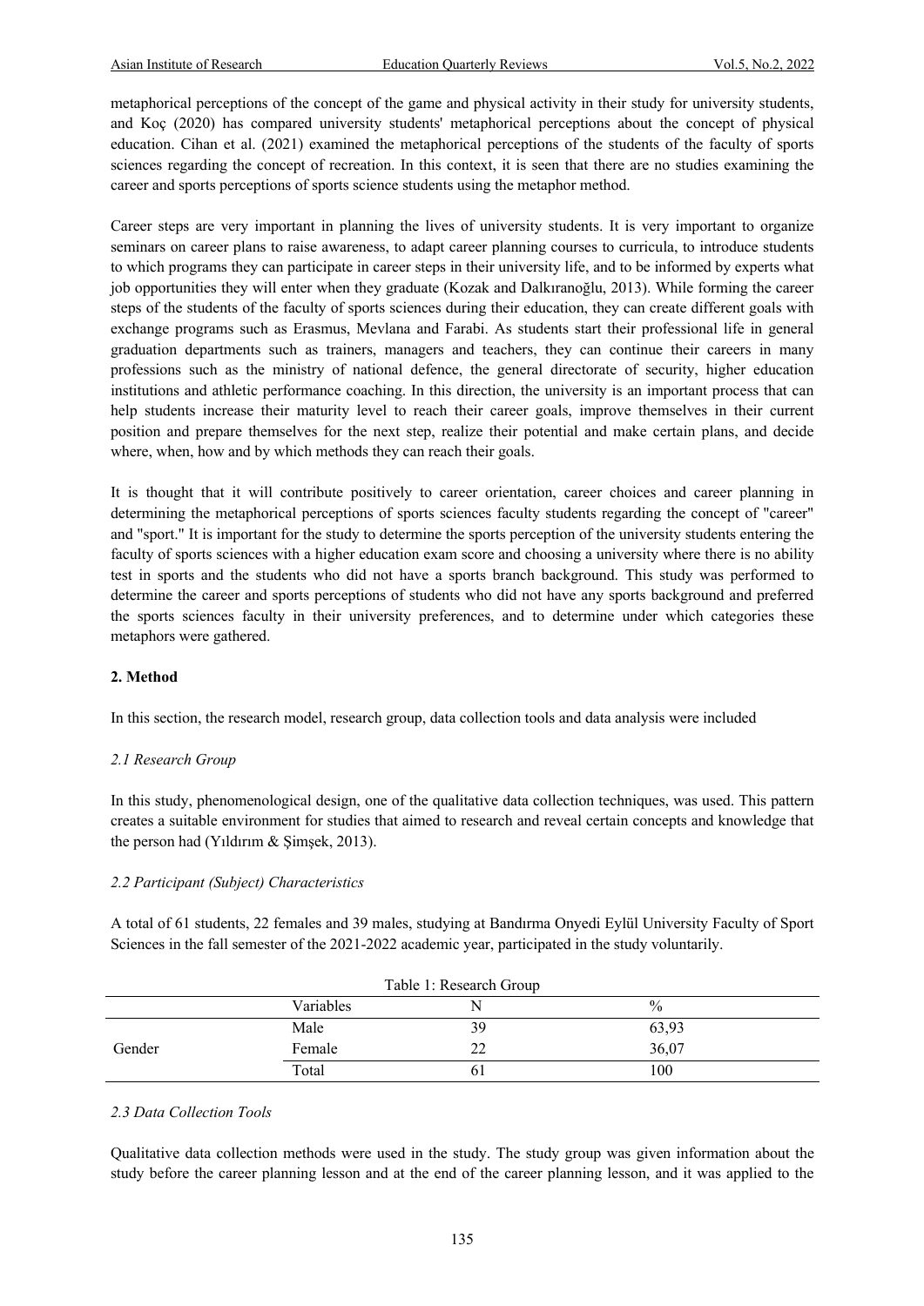metaphorical perceptions of the concept of the game and physical activity in their study for university students, and Koç (2020) has compared university students' metaphorical perceptions about the concept of physical education. Cihan et al. (2021) examined the metaphorical perceptions of the students of the faculty of sports sciences regarding the concept of recreation. In this context, it is seen that there are no studies examining the career and sports perceptions of sports science students using the metaphor method.

Career steps are very important in planning the lives of university students. It is very important to organize seminars on career plans to raise awareness, to adapt career planning courses to curricula, to introduce students to which programs they can participate in career steps in their university life, and to be informed by experts what job opportunities they will enter when they graduate (Kozak and Dalkıranoğlu, 2013). While forming the career steps of the students of the faculty of sports sciences during their education, they can create different goals with exchange programs such as Erasmus, Mevlana and Farabi. As students start their professional life in general graduation departments such as trainers, managers and teachers, they can continue their careers in many professions such as the ministry of national defence, the general directorate of security, higher education institutions and athletic performance coaching. In this direction, the university is an important process that can help students increase their maturity level to reach their career goals, improve themselves in their current position and prepare themselves for the next step, realize their potential and make certain plans, and decide where, when, how and by which methods they can reach their goals.

It is thought that it will contribute positively to career orientation, career choices and career planning in determining the metaphorical perceptions of sports sciences faculty students regarding the concept of "career" and "sport." It is important for the study to determine the sports perception of the university students entering the faculty of sports sciences with a higher education exam score and choosing a university where there is no ability test in sports and the students who did not have a sports branch background. This study was performed to determine the career and sports perceptions of students who did not have any sports background and preferred the sports sciences faculty in their university preferences, and to determine under which categories these metaphors were gathered.

## 2. Method

In this section, the research model, research group, data collection tools and data analysis were included

### *2.1 Research Group*

In this study, phenomenological design, one of the qualitative data collection techniques, was used. This pattern creates a suitable environment for studies that aimed to research and reveal certain concepts and knowledge that the person had (Yıldırım & Şimşek, 2013).

### *2.2 Participant (Subject) Characteristics*

A total of 61 students, 22 females and 39 males, studying at Bandırma Onyedi Eylül University Faculty of Sport Sciences in the fall semester of the 2021-2022 academic year, participated in the study voluntarily.

Table 1: Research Group

| | Variables | N | % |
|---|---|---|---|
| Gender | Male | 39 | 63,93 |
| | Female | 22 | 36,07 |
| | Total | 61 | 100 |

### *2.3 Data Collection Tools*

Qualitative data collection methods were used in the study. The study group was given information about the study before the career planning lesson and at the end of the career planning lesson, and it was applied to the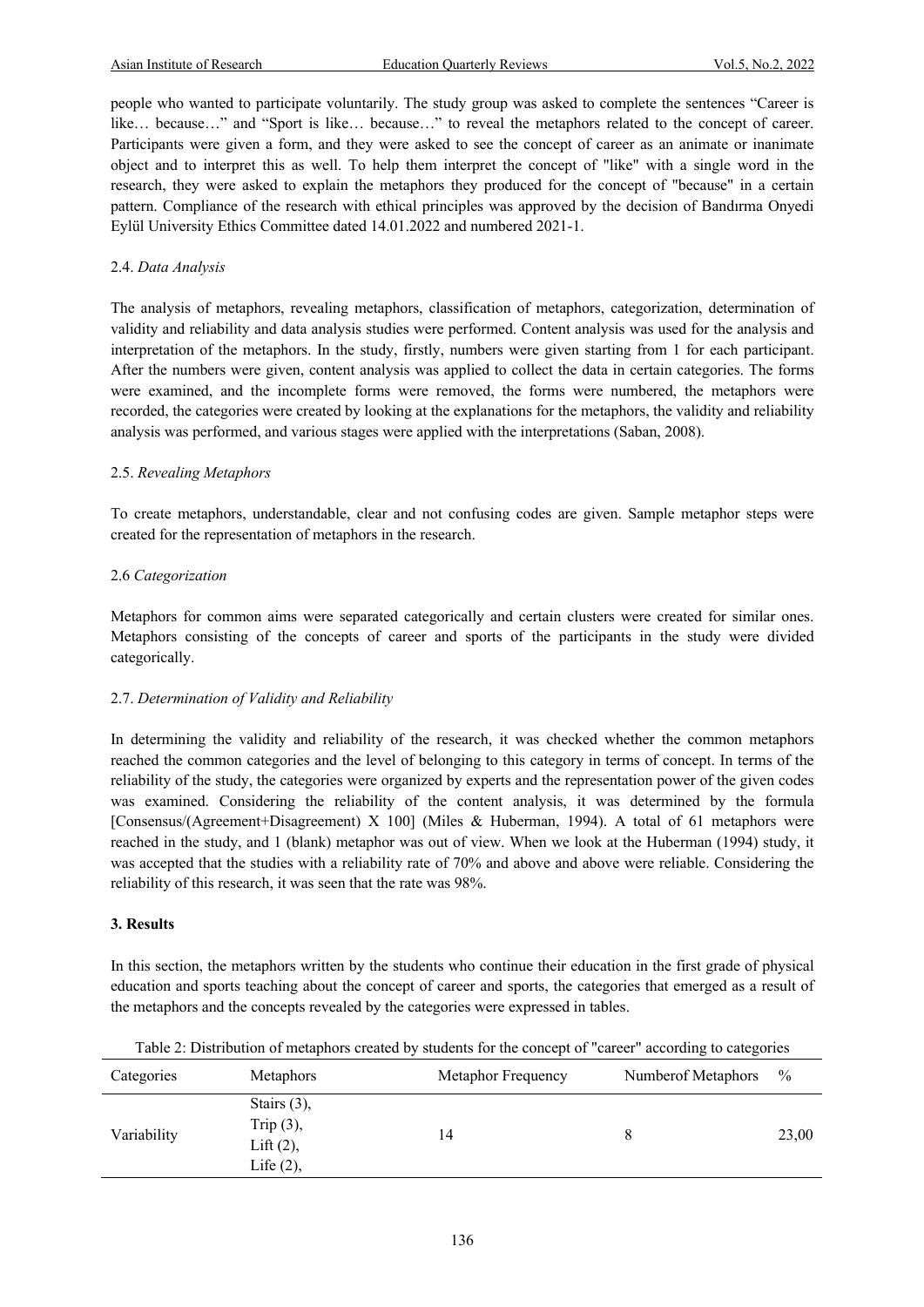people who wanted to participate voluntarily. The study group was asked to complete the sentences "Career is like… because…" and "Sport is like… because…" to reveal the metaphors related to the concept of career. Participants were given a form, and they were asked to see the concept of career as an animate or inanimate object and to interpret this as well. To help them interpret the concept of "like" with a single word in the research, they were asked to explain the metaphors they produced for the concept of "because" in a certain pattern. Compliance of the research with ethical principles was approved by the decision of Bandırma Onyedi Eylül University Ethics Committee dated 14.01.2022 and numbered 2021-1.

### 2.4. *Data Analysis*

The analysis of metaphors, revealing metaphors, classification of metaphors, categorization, determination of validity and reliability and data analysis studies were performed. Content analysis was used for the analysis and interpretation of the metaphors. In the study, firstly, numbers were given starting from 1 for each participant. After the numbers were given, content analysis was applied to collect the data in certain categories. The forms were examined, and the incomplete forms were removed, the forms were numbered, the metaphors were recorded, the categories were created by looking at the explanations for the metaphors, the validity and reliability analysis was performed, and various stages were applied with the interpretations (Saban, 2008).

### 2.5. *Revealing Metaphors*

To create metaphors, understandable, clear and not confusing codes are given. Sample metaphor steps were created for the representation of metaphors in the research.

### 2.6 *Categorization*

Metaphors for common aims were separated categorically and certain clusters were created for similar ones. Metaphors consisting of the concepts of career and sports of the participants in the study were divided categorically.

### 2.7. *Determination of Validity and Reliability*

In determining the validity and reliability of the research, it was checked whether the common metaphors reached the common categories and the level of belonging to this category in terms of concept. In terms of the reliability of the study, the categories were organized by experts and the representation power of the given codes was examined. Considering the reliability of the content analysis, it was determined by the formula [Consensus/(Agreement+Disagreement) X 100] (Miles & Huberman, 1994). A total of 61 metaphors were reached in the study, and 1 (blank) metaphor was out of view. When we look at the Huberman (1994) study, it was accepted that the studies with a reliability rate of 70% and above and above were reliable. Considering the reliability of this research, it was seen that the rate was 98%.

## 3. Results

In this section, the metaphors written by the students who continue their education in the first grade of physical education and sports teaching about the concept of career and sports, the categories that emerged as a result of the metaphors and the concepts revealed by the categories were expressed in tables.

Table 2: Distribution of metaphors created by students for the concept of "career" according to categories

| Categories | Metaphors | Metaphor Frequency | Numberof Metaphors | % |
|---|---|---|---|---|
| Variability | Stairs (3), Trip (3), Lift (2), Life (2), | 14 | 8 | 23,00 |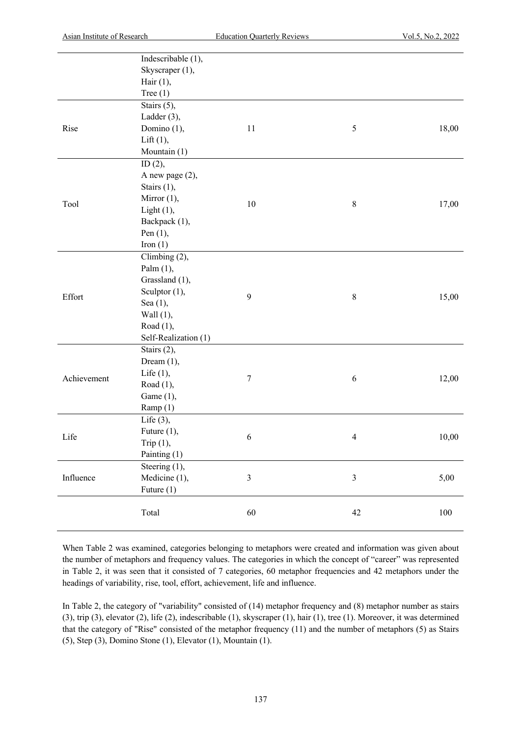|  | Indescribable (1),<br>Skyscraper (1),<br>Hair (1),<br>Tree (1) |  |  |  |
|---|---|---|---|---|
| Rise | Stairs (5),<br>Ladder (3),<br>Domino (1),<br>Lift (1),<br>Mountain (1) | 11 | 5 | 18,00 |
| Tool | ID (2),<br>A new page (2),<br>Stairs (1),<br>Mirror (1),<br>Light (1),<br>Backpack (1),<br>Pen (1),<br>Iron (1) | 10 | 8 | 17,00 |
| Effort | Climbing (2),<br>Palm (1),<br>Grassland (1),<br>Sculptor (1),<br>Sea (1),<br>Wall (1),<br>Road (1),<br>Self-Realization (1) | 9 | 8 | 15,00 |
| Achievement | Stairs (2),<br>Dream (1),<br>Life (1),<br>Road (1),<br>Game (1),<br>Ramp (1) | 7 | 6 | 12,00 |
| Life | Life (3),<br>Future (1),<br>Trip (1),<br>Painting (1) | 6 | 4 | 10,00 |
| Influence | Steering (1),<br>Medicine (1),<br>Future (1) | 3 | 3 | 5,00 |
|  | Total | 60 | 42 | 100 |

When Table 2 was examined, categories belonging to metaphors were created and information was given about the number of metaphors and frequency values. The categories in which the concept of "career" was represented in Table 2, it was seen that it consisted of 7 categories, 60 metaphor frequencies and 42 metaphors under the headings of variability, rise, tool, effort, achievement, life and influence.

In Table 2, the category of "variability" consisted of (14) metaphor frequency and (8) metaphor number as stairs (3), trip (3), elevator (2), life (2), indescribable (1), skyscraper (1), hair (1), tree (1). Moreover, it was determined that the category of "Rise" consisted of the metaphor frequency (11) and the number of metaphors (5) as Stairs (5), Step (3), Domino Stone (1), Elevator (1), Mountain (1).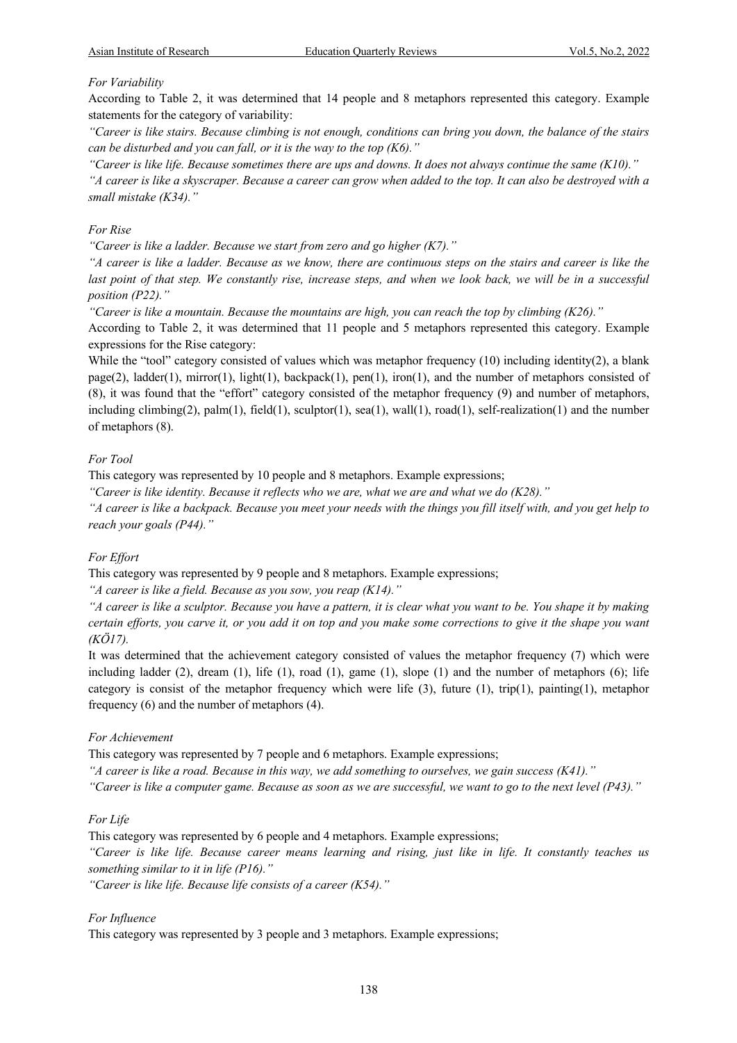*For Variability*

According to Table 2, it was determined that 14 people and 8 metaphors represented this category. Example statements for the category of variability:

*"Career is like stairs. Because climbing is not enough, conditions can bring you down, the balance of the stairs can be disturbed and you can fall, or it is the way to the top (K6)."*

*"Career is like life. Because sometimes there are ups and downs. It does not always continue the same (K10)."*

*"A career is like a skyscraper. Because a career can grow when added to the top. It can also be destroyed with a small mistake (K34)."*

*For Rise*

*"Career is like a ladder. Because we start from zero and go higher (K7)."*

*"A career is like a ladder. Because as we know, there are continuous steps on the stairs and career is like the last point of that step. We constantly rise, increase steps, and when we look back, we will be in a successful position (P22)."*

*"Career is like a mountain. Because the mountains are high, you can reach the top by climbing (K26)."*

According to Table 2, it was determined that 11 people and 5 metaphors represented this category. Example expressions for the Rise category:

While the "tool" category consisted of values which was metaphor frequency (10) including identity(2), a blank page(2), ladder(1), mirror(1), light(1), backpack(1), pen(1), iron(1), and the number of metaphors consisted of (8), it was found that the "effort" category consisted of the metaphor frequency (9) and number of metaphors, including climbing(2), palm(1), field(1), sculptor(1), sea(1), wall(1), road(1), self-realization(1) and the number of metaphors (8).

*For Tool*

This category was represented by 10 people and 8 metaphors. Example expressions;

*"Career is like identity. Because it reflects who we are, what we are and what we do (K28)."*

*"A career is like a backpack. Because you meet your needs with the things you fill itself with, and you get help to reach your goals (P44)."*

*For Effort*

This category was represented by 9 people and 8 metaphors. Example expressions;

*"A career is like a field. Because as you sow, you reap (K14)."*

*"A career is like a sculptor. Because you have a pattern, it is clear what you want to be. You shape it by making certain efforts, you carve it, or you add it on top and you make some corrections to give it the shape you want (KÖ17).*

It was determined that the achievement category consisted of values the metaphor frequency (7) which were including ladder (2), dream (1), life (1), road (1), game (1), slope (1) and the number of metaphors (6); life category is consist of the metaphor frequency which were life (3), future (1), trip(1), painting(1), metaphor frequency (6) and the number of metaphors (4).

*For Achievement*

This category was represented by 7 people and 6 metaphors. Example expressions;

*"A career is like a road. Because in this way, we add something to ourselves, we gain success (K41)."*

*"Career is like a computer game. Because as soon as we are successful, we want to go to the next level (P43)."*

*For Life*

This category was represented by 6 people and 4 metaphors. Example expressions;

*"Career is like life. Because career means learning and rising, just like in life. It constantly teaches us something similar to it in life (P16)."*

*"Career is like life. Because life consists of a career (K54)."*

*For Influence*

This category was represented by 3 people and 3 metaphors. Example expressions;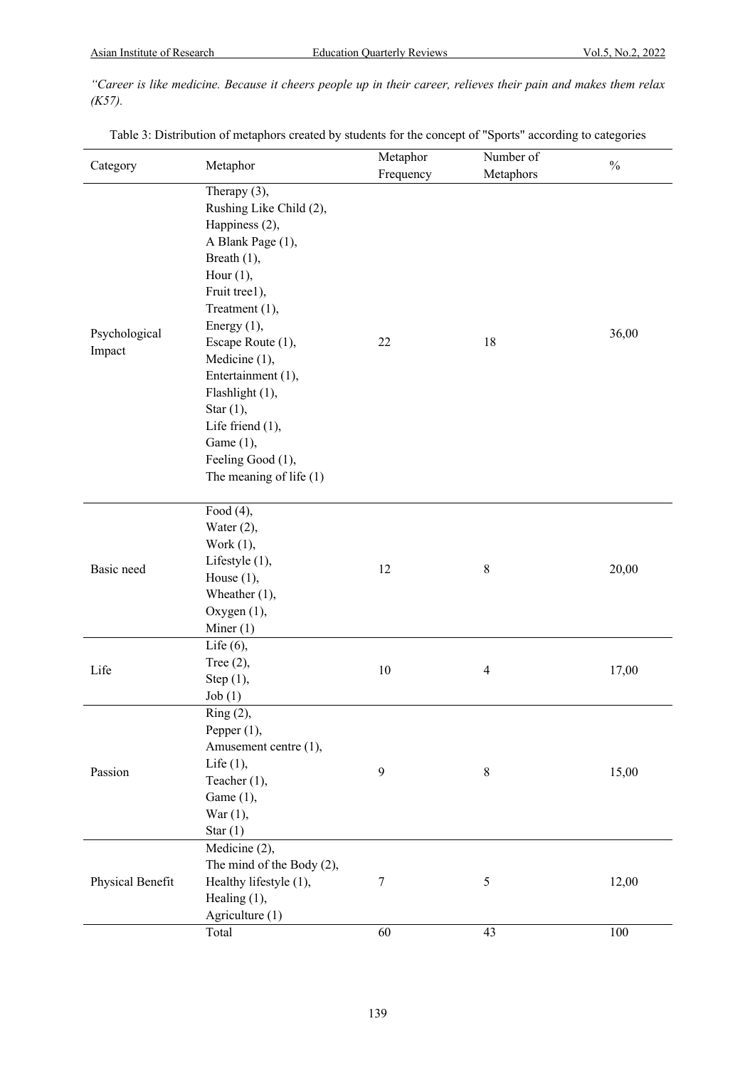*"Career is like medicine. Because it cheers people up in their career, relieves their pain and makes them relax (K57).*

Table 3: Distribution of metaphors created by students for the concept of "Sports" according to categories

| Category | Metaphor | Metaphor Frequency | Number of Metaphors | % |
|---|---|---|---|---|
| Psychological Impact | Therapy (3), Rushing Like Child (2), Happiness (2), A Blank Page (1), Breath (1), Hour (1), Fruit tree1), Treatment (1), Energy (1), Escape Route (1), Medicine (1), Entertainment (1), Flashlight (1), Star (1), Life friend (1), Game (1), Feeling Good (1), The meaning of life (1) | 22 | 18 | 36,00 |
| Basic need | Food (4), Water (2), Work (1), Lifestyle (1), House (1), Wheather (1), Oxygen (1), Miner (1) | 12 | 8 | 20,00 |
| Life | Life (6), Tree (2), Step (1), Job (1) | 10 | 4 | 17,00 |
| Passion | Ring (2), Pepper (1), Amusement centre (1), Life (1), Teacher (1), Game (1), War (1), Star (1) | 9 | 8 | 15,00 |
| Physical Benefit | Medicine (2), The mind of the Body (2), Healthy lifestyle (1), Healing (1), Agriculture (1) | 7 | 5 | 12,00 |
| | Total | 60 | 43 | 100 |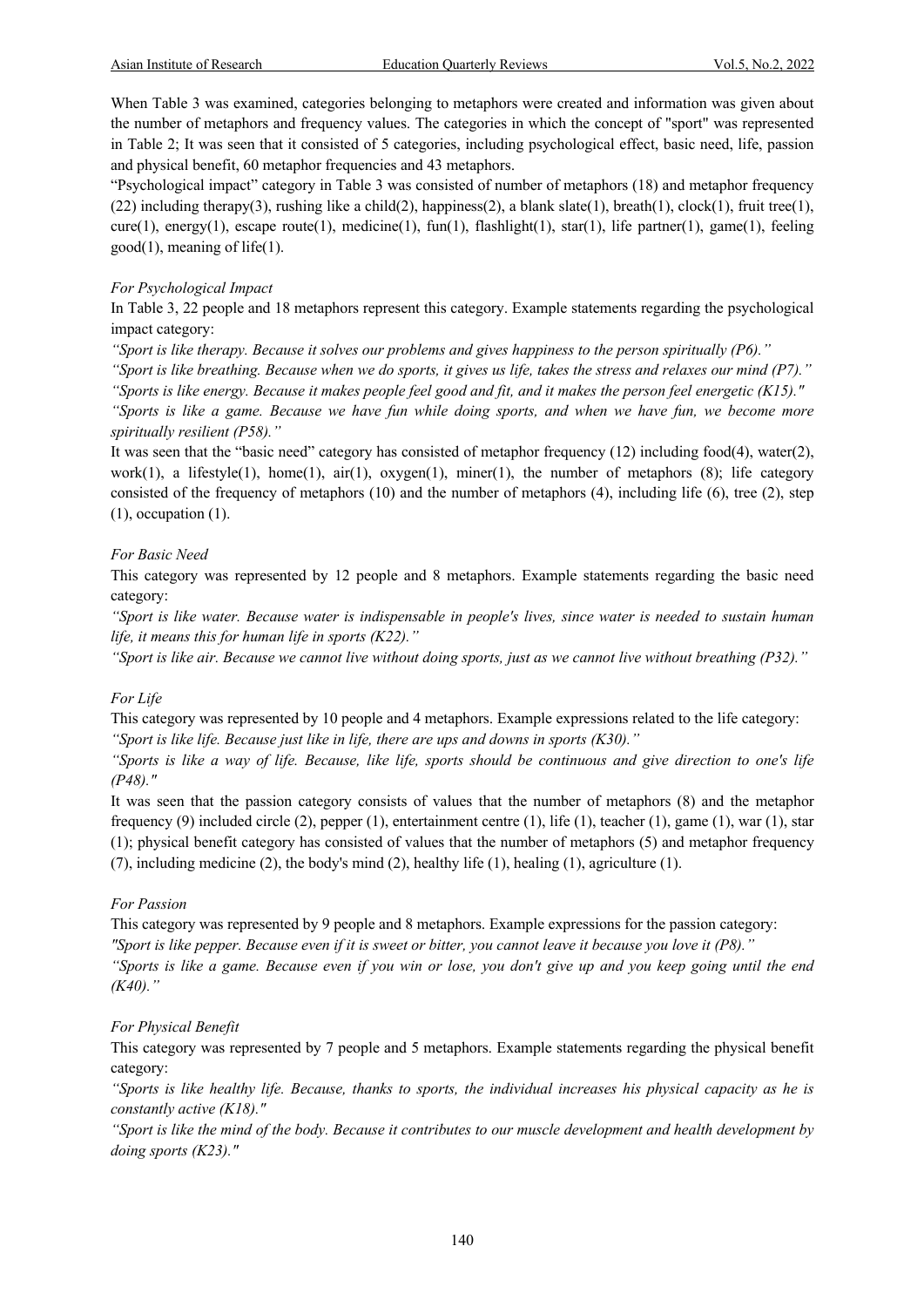When Table 3 was examined, categories belonging to metaphors were created and information was given about the number of metaphors and frequency values. The categories in which the concept of "sport" was represented in Table 2; It was seen that it consisted of 5 categories, including psychological effect, basic need, life, passion and physical benefit, 60 metaphor frequencies and 43 metaphors.

"Psychological impact" category in Table 3 was consisted of number of metaphors (18) and metaphor frequency (22) including therapy(3), rushing like a child(2), happiness(2), a blank slate(1), breath(1), clock(1), fruit tree(1), cure(1), energy(1), escape route(1), medicine(1), fun(1), flashlight(1), star(1), life partner(1), game(1), feeling good(1), meaning of life(1).

*For Psychological Impact*

In Table 3, 22 people and 18 metaphors represent this category. Example statements regarding the psychological impact category:

*"Sport is like therapy. Because it solves our problems and gives happiness to the person spiritually (P6)."*

*"Sport is like breathing. Because when we do sports, it gives us life, takes the stress and relaxes our mind (P7)."*

*"Sports is like energy. Because it makes people feel good and fit, and it makes the person feel energetic (K15)."*

*"Sports is like a game. Because we have fun while doing sports, and when we have fun, we become more spiritually resilient (P58)."*

It was seen that the "basic need" category has consisted of metaphor frequency (12) including food(4), water(2), work(1), a lifestyle(1), home(1), air(1), oxygen(1), miner(1), the number of metaphors (8); life category consisted of the frequency of metaphors (10) and the number of metaphors (4), including life (6), tree (2), step (1), occupation (1).

*For Basic Need*

This category was represented by 12 people and 8 metaphors. Example statements regarding the basic need category:

*"Sport is like water. Because water is indispensable in people's lives, since water is needed to sustain human life, it means this for human life in sports (K22)."*

*"Sport is like air. Because we cannot live without doing sports, just as we cannot live without breathing (P32)."*

*For Life*

This category was represented by 10 people and 4 metaphors. Example expressions related to the life category:

*"Sport is like life. Because just like in life, there are ups and downs in sports (K30)."*

*"Sports is like a way of life. Because, like life, sports should be continuous and give direction to one's life (P48)."*

It was seen that the passion category consists of values that the number of metaphors (8) and the metaphor frequency (9) included circle (2), pepper (1), entertainment centre (1), life (1), teacher (1), game (1), war (1), star (1); physical benefit category has consisted of values that the number of metaphors (5) and metaphor frequency (7), including medicine (2), the body's mind (2), healthy life (1), healing (1), agriculture (1).

*For Passion*

This category was represented by 9 people and 8 metaphors. Example expressions for the passion category:

*"Sport is like pepper. Because even if it is sweet or bitter, you cannot leave it because you love it (P8)."*

*"Sports is like a game. Because even if you win or lose, you don't give up and you keep going until the end (K40)."*

*For Physical Benefit*

This category was represented by 7 people and 5 metaphors. Example statements regarding the physical benefit category:

*"Sports is like healthy life. Because, thanks to sports, the individual increases his physical capacity as he is constantly active (K18)."*

*"Sport is like the mind of the body. Because it contributes to our muscle development and health development by doing sports (K23)."*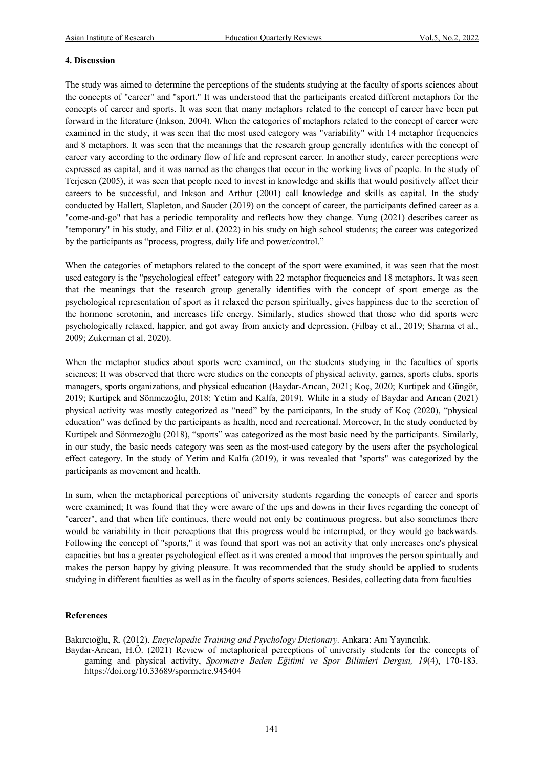## 4. Discussion

The study was aimed to determine the perceptions of the students studying at the faculty of sports sciences about the concepts of "career" and "sport." It was understood that the participants created different metaphors for the concepts of career and sports. It was seen that many metaphors related to the concept of career have been put forward in the literature (Inkson, 2004). When the categories of metaphors related to the concept of career were examined in the study, it was seen that the most used category was "variability" with 14 metaphor frequencies and 8 metaphors. It was seen that the meanings that the research group generally identifies with the concept of career vary according to the ordinary flow of life and represent career. In another study, career perceptions were expressed as capital, and it was named as the changes that occur in the working lives of people. In the study of Terjesen (2005), it was seen that people need to invest in knowledge and skills that would positively affect their careers to be successful, and Inkson and Arthur (2001) call knowledge and skills as capital. In the study conducted by Hallett, Slapleton, and Sauder (2019) on the concept of career, the participants defined career as a "come-and-go" that has a periodic temporality and reflects how they change. Yung (2021) describes career as "temporary" in his study, and Filiz et al. (2022) in his study on high school students; the career was categorized by the participants as "process, progress, daily life and power/control."

When the categories of metaphors related to the concept of the sport were examined, it was seen that the most used category is the "psychological effect" category with 22 metaphor frequencies and 18 metaphors. It was seen that the meanings that the research group generally identifies with the concept of sport emerge as the psychological representation of sport as it relaxed the person spiritually, gives happiness due to the secretion of the hormone serotonin, and increases life energy. Similarly, studies showed that those who did sports were psychologically relaxed, happier, and got away from anxiety and depression. (Filbay et al., 2019; Sharma et al., 2009; Zukerman et al. 2020).

When the metaphor studies about sports were examined, on the students studying in the faculties of sports sciences; It was observed that there were studies on the concepts of physical activity, games, sports clubs, sports managers, sports organizations, and physical education (Baydar-Arıcan, 2021; Koç, 2020; Kurtipek and Güngör, 2019; Kurtipek and Sönmezoğlu, 2018; Yetim and Kalfa, 2019). While in a study of Baydar and Arıcan (2021) physical activity was mostly categorized as "need" by the participants, In the study of Koç (2020), "physical education" was defined by the participants as health, need and recreational. Moreover, In the study conducted by Kurtipek and Sönmezoğlu (2018), "sports" was categorized as the most basic need by the participants. Similarly, in our study, the basic needs category was seen as the most-used category by the users after the psychological effect category. In the study of Yetim and Kalfa (2019), it was revealed that "sports" was categorized by the participants as movement and health.

In sum, when the metaphorical perceptions of university students regarding the concepts of career and sports were examined; It was found that they were aware of the ups and downs in their lives regarding the concept of "career", and that when life continues, there would not only be continuous progress, but also sometimes there would be variability in their perceptions that this progress would be interrupted, or they would go backwards. Following the concept of "sports," it was found that sport was not an activity that only increases one's physical capacities but has a greater psychological effect as it was created a mood that improves the person spiritually and makes the person happy by giving pleasure. It was recommended that the study should be applied to students studying in different faculties as well as in the faculty of sports sciences. Besides, collecting data from faculties

## References

Bakırcıoğlu, R. (2012). *Encyclopedic Training and Psychology Dictionary.* Ankara: Anı Yayıncılık.

Baydar-Arıcan, H.Ö. (2021) Review of metaphorical perceptions of university students for the concepts of gaming and physical activity, *Spormetre Beden Eğitimi ve Spor Bilimleri Dergisi, 19*(4), 170-183. https://doi.org/10.33689/spormetre.945404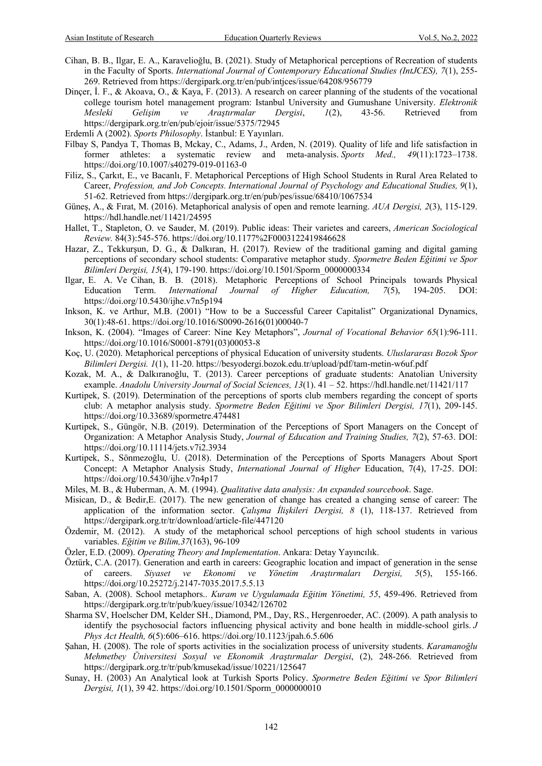Cihan, B. B., Ilgar, E. A., Karavelioğlu, B. (2021). Study of Metaphorical perceptions of Recreation of students in the Faculty of Sports. *International Journal of Contemporary Educational Studies (IntJCES), 7*(1), 255-269. Retrieved from https://dergipark.org.tr/en/pub/intjces/issue/64208/956779

Dinçer, İ. F., & Akoava, O., & Kaya, F. (2013). A research on career planning of the students of the vocational college tourism hotel management program: Istanbul University and Gumushane University. *Elektronik Mesleki Gelişim ve Araştırmalar Dergisi*, *1*(2), 43-56. Retrieved from https://dergipark.org.tr/en/pub/ejoir/issue/5375/72945

Erdemli A (2002). *Sports Philosophy*. İstanbul: E Yayınları.

Filbay S, Pandya T, Thomas B, Mckay, C., Adams, J., Arden, N. (2019). Quality of life and life satisfaction in former athletes: a systematic review and meta-analysis. *Sports Med., 49*(11):1723–1738. https://doi.org/10.1007/s40279-019-01163-0

Filiz, S., Çarkıt, E., ve Bacanlı, F. Metaphorical Perceptions of High School Students in Rural Area Related to Career, *Profession, and Job Concepts. International Journal of Psychology and Educational Studies, 9*(1), 51-62. Retrieved from https://dergipark.org.tr/en/pub/pes/issue/68410/1067534

Güneş, A., & Fırat, M. (2016). Metaphorical analysis of open and remote learning. *AUA Dergisi, 2*(3), 115-129. https://hdl.handle.net/11421/24595

Hallet, T., Stapleton, O. ve Sauder, M. (2019). Public ideas: Their varietes and careers, *American Sociological Review.* 84(3):545-576. https://doi.org/10.1177%2F0003122419846628

Hazar, Z., Tekkurşun, D. G., & Dalkıran, H. (2017). Review of the traditional gaming and digital gaming perceptions of secondary school students: Comparative metaphor study. *Spormetre Beden Eğitimi ve Spor Bilimleri Dergisi, 15*(4), 179-190. https://doi.org/10.1501/Sporm_0000000334

Ilgar, E. A. Ve Cihan, B. B. (2018). Metaphoric Perceptions of School Principals towards Physical Education Term. *International Journal of Higher Education, 7*(5), 194-205. DOI: https://doi.org/10.5430/ijhe.v7n5p194

Inkson, K. ve Arthur, M.B. (2001) "How to be a Successful Career Capitalist" Organizational Dynamics, 30(1):48-61. https://doi.org/10.1016/S0090-2616(01)00040-7

Inkson, K. (2004). "Images of Career: Nine Key Metaphors", *Journal of Vocational Behavior 65*(1):96-111. https://doi.org/10.1016/S0001-8791(03)00053-8

Koç, U. (2020). Metaphorical perceptions of physical Education of university students. *Uluslararası Bozok Spor Bilimleri Dergisi. 1*(1), 11-20. https://besyodergi.bozok.edu.tr/upload/pdf/tam-metin-w6uf.pdf

Kozak, M. A., & Dalkıranoğlu, T. (2013). Career perceptions of graduate students: Anatolian University example. *Anadolu University Journal of Social Sciences, 13*(1). 41 – 52. https://hdl.handle.net/11421/117

Kurtipek, S. (2019). Determination of the perceptions of sports club members regarding the concept of sports club: A metaphor analysis study. *Spormetre Beden Eğitimi ve Spor Bilimleri Dergisi, 17*(1), 209-145. https://doi.org/10.33689/spormetre.474481

Kurtipek, S., Güngör, N.B. (2019). Determination of the Perceptions of Sport Managers on the Concept of Organization: A Metaphor Analysis Study, *Journal of Education and Training Studies, 7*(2), 57-63. DOI: https://doi.org/10.11114/jets.v7i2.3934

Kurtipek, S., Sönmezoğlu, U. (2018). Determination of the Perceptions of Sports Managers About Sport Concept: A Metaphor Analysis Study, *International Journal of Higher* Education, 7(4), 17-25. DOI: https://doi.org/10.5430/ijhe.v7n4p17

Miles, M. B., & Huberman, A. M. (1994). *Qualitative data analysis: An expanded sourcebook*. Sage.

Misican, D., & Bedir,E. (2017). The new generation of change has created a changing sense of career: The application of the information sector. *Çalışma İlişkileri Dergisi, 8* (1), 118-137. Retrieved from https://dergipark.org.tr/tr/download/article-file/447120

Özdemir, M. (2012). A study of the metaphorical school perceptions of high school students in various variables. *Eğitim ve Bilim,37*(163), 96-109

Özler, E.D. (2009). *Operating Theory and Implementation*. Ankara: Detay Yayıncılık.

Öztürk, C.A. (2017). Generation and earth in careers: Geographic location and impact of generation in the sense of careers. *Siyaset ve Ekonomi ve Yönetim Araştırmaları Dergisi, 5*(5), 155-166. https://doi.org/10.25272/j.2147-7035.2017.5.5.13

Saban, A. (2008). School metaphors.. *Kuram ve Uygulamada Eğitim Yönetimi, 55*, 459-496. Retrieved from https://dergipark.org.tr/tr/pub/kuey/issue/10342/126702

Sharma SV, Hoelscher DM, Kelder SH., Diamond, PM., Day, RS., Hergenroeder, AC. (2009). A path analysis to identify the psychosocial factors influencing physical activity and bone health in middle-school girls. *J Phys Act Health, 6*(5):606–616. https://doi.org/10.1123/jpah.6.5.606

Şahan, H. (2008). The role of sports activities in the socialization process of university students. *Karamanoğlu Mehmetbey Üniversitesi Sosyal ve Ekonomik Araştırmalar Dergisi*, (2), 248-266. Retrieved from https://dergipark.org.tr/tr/pub/kmusekad/issue/10221/125647

Sunay, H. (2003) An Analytical look at Turkish Sports Policy. *Spormetre Beden Eğitimi ve Spor Bilimleri Dergisi, 1*(1), 39 42. https://doi.org/10.1501/Sporm_0000000010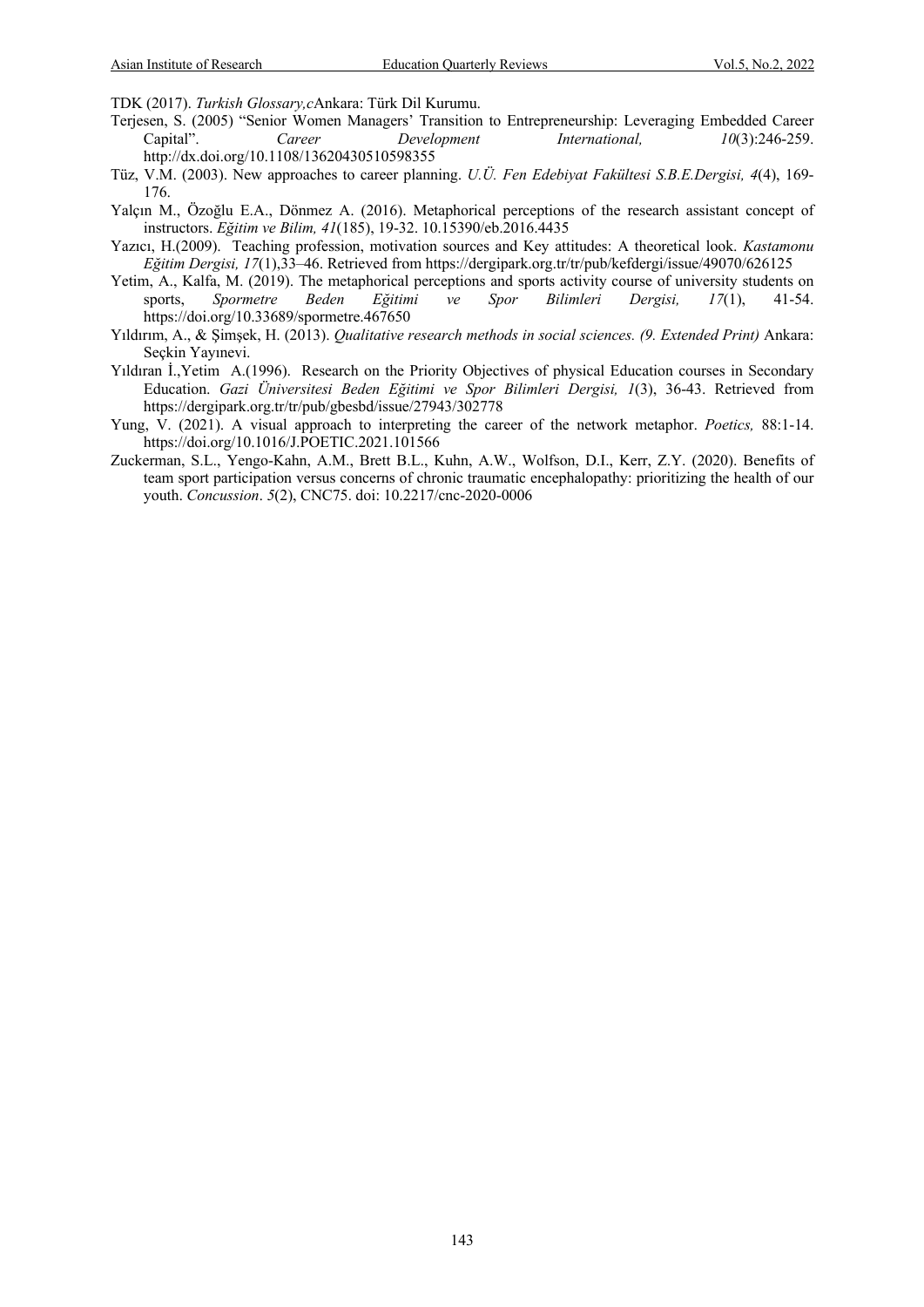TDK (2017). *Turkish Glossary,c*Ankara: Türk Dil Kurumu.

Terjesen, S. (2005) "Senior Women Managers' Transition to Entrepreneurship: Leveraging Embedded Career Capital". *Career Development International, 10*(3):246-259. http://dx.doi.org/10.1108/13620430510598355

Tüz, V.M. (2003). New approaches to career planning. *U.Ü. Fen Edebiyat Fakültesi S.B.E.Dergisi, 4*(4), 169-176.

Yalçın M., Özoğlu E.A., Dönmez A. (2016). Metaphorical perceptions of the research assistant concept of instructors. *Eğitim ve Bilim, 41*(185), 19-32. 10.15390/eb.2016.4435

Yazıcı, H.(2009). Teaching profession, motivation sources and Key attitudes: A theoretical look. *Kastamonu Eğitim Dergisi, 17*(1),33–46. Retrieved from https://dergipark.org.tr/tr/pub/kefdergi/issue/49070/626125

Yetim, A., Kalfa, M. (2019). The metaphorical perceptions and sports activity course of university students on sports, *Spormetre Beden Eğitimi ve Spor Bilimleri Dergisi, 17*(1), 41-54. https://doi.org/10.33689/spormetre.467650

Yıldırım, A., & Şimşek, H. (2013). *Qualitative research methods in social sciences. (9. Extended Print)* Ankara: Seçkin Yayınevi.

Yıldıran İ.,Yetim A.(1996). Research on the Priority Objectives of physical Education courses in Secondary Education. *Gazi Üniversitesi Beden Eğitimi ve Spor Bilimleri Dergisi, 1*(3), 36-43. Retrieved from https://dergipark.org.tr/tr/pub/gbesbd/issue/27943/302778

Yung, V. (2021). A visual approach to interpreting the career of the network metaphor. *Poetics,* 88:1-14. https://doi.org/10.1016/J.POETIC.2021.101566

Zuckerman, S.L., Yengo-Kahn, A.M., Brett B.L., Kuhn, A.W., Wolfson, D.I., Kerr, Z.Y. (2020). Benefits of team sport participation versus concerns of chronic traumatic encephalopathy: prioritizing the health of our youth. *Concussion*. *5*(2), CNC75. doi: 10.2217/cnc-2020-0006